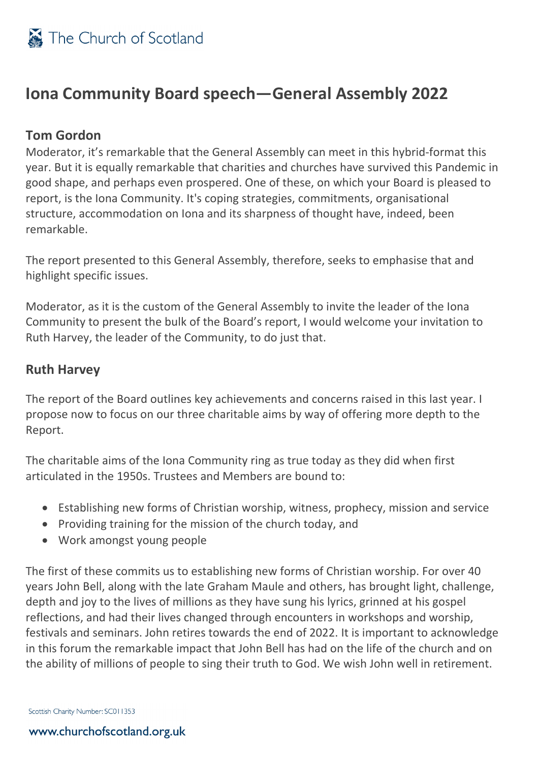# Iona Community Board speech—General Assembly 2022

## Tom Gordon

Moderator, it's remarkable that the General Assembly can meet in this hybrid-format this year. But it is equally remarkable that charities and churches have survived this Pandemic in good shape, and perhaps even prospered. One of these, on which your Board is pleased to report, is the Iona Community. It's coping strategies, commitments, organisational structure, accommodation on Iona and its sharpness of thought have, indeed, been remarkable.

The report presented to this General Assembly, therefore, seeks to emphasise that and highlight specific issues.

Moderator, as it is the custom of the General Assembly to invite the leader of the Iona Community to present the bulk of the Board's report, I would welcome your invitation to Ruth Harvey, the leader of the Community, to do just that.

## Ruth Harvey

The report of the Board outlines key achievements and concerns raised in this last year. I propose now to focus on our three charitable aims by way of offering more depth to the Report.

The charitable aims of the Iona Community ring as true today as they did when first articulated in the 1950s. Trustees and Members are bound to:

- Establishing new forms of Christian worship, witness, prophecy, mission and service
- Providing training for the mission of the church today, and
- Work amongst young people

The first of these commits us to establishing new forms of Christian worship. For over 40 years John Bell, along with the late Graham Maule and others, has brought light, challenge, depth and joy to the lives of millions as they have sung his lyrics, grinned at his gospel reflections, and had their lives changed through encounters in workshops and worship, festivals and seminars. John retires towards the end of 2022. It is important to acknowledge in this forum the remarkable impact that John Bell has had on the life of the church and on the ability of millions of people to sing their truth to God. We wish John well in retirement.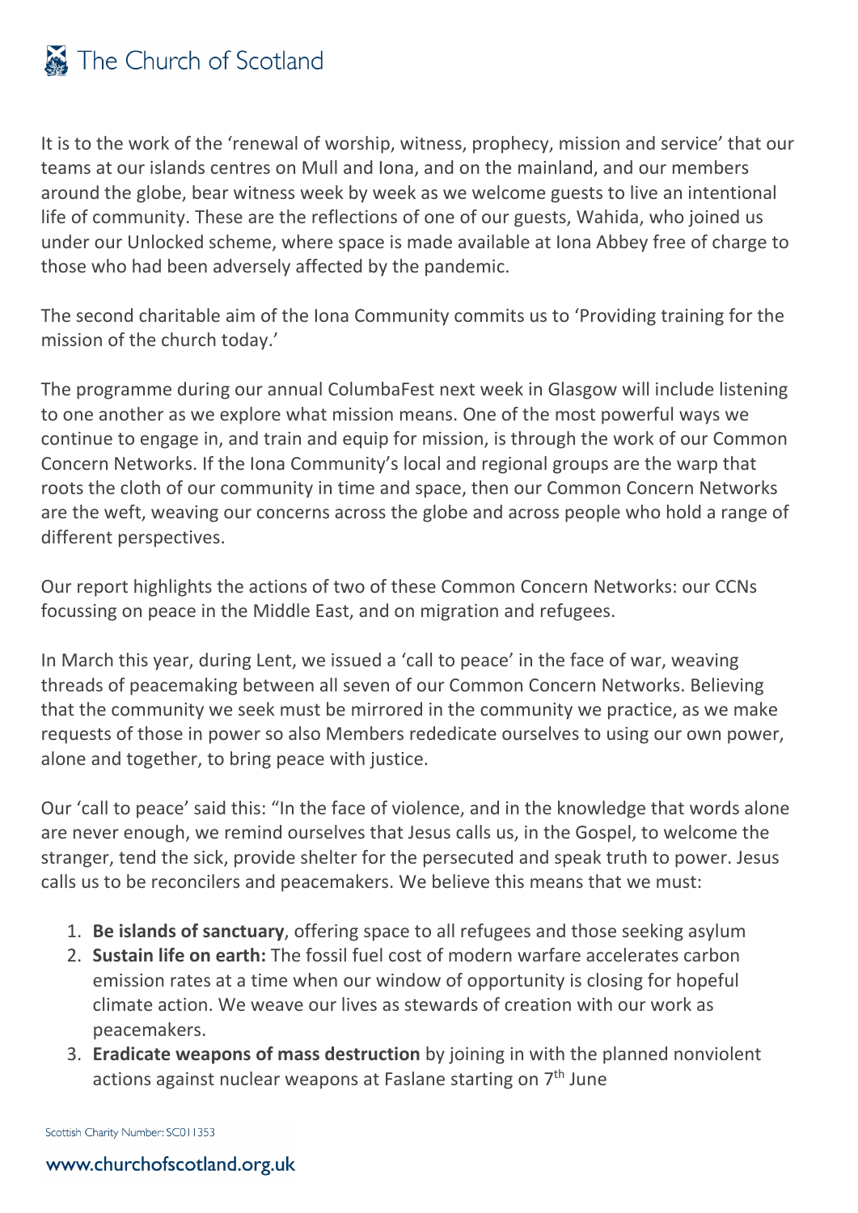It is to the work of the 'renewal of worship, witness, prophecy, mission and service' that our teams at our islands centres on Mull and Iona, and on the mainland, and our members around the globe, bear witness week by week as we welcome guests to live an intentional life of community. These are the reflections of one of our guests, Wahida, who joined us under our Unlocked scheme, where space is made available at Iona Abbey free of charge to those who had been adversely affected by the pandemic.

The second charitable aim of the Iona Community commits us to 'Providing training for the mission of the church today.'

The programme during our annual ColumbaFest next week in Glasgow will include listening to one another as we explore what mission means. One of the most powerful ways we continue to engage in, and train and equip for mission, is through the work of our Common Concern Networks. If the Iona Community's local and regional groups are the warp that roots the cloth of our community in time and space, then our Common Concern Networks are the weft, weaving our concerns across the globe and across people who hold a range of different perspectives.

Our report highlights the actions of two of these Common Concern Networks: our CCNs focussing on peace in the Middle East, and on migration and refugees.

In March this year, during Lent, we issued a 'call to peace' in the face of war, weaving threads of peacemaking between all seven of our Common Concern Networks. Believing that the community we seek must be mirrored in the community we practice, as we make requests of those in power so also Members rededicate ourselves to using our own power, alone and together, to bring peace with justice.

Our 'call to peace' said this: "In the face of violence, and in the knowledge that words alone are never enough, we remind ourselves that Jesus calls us, in the Gospel, to welcome the stranger, tend the sick, provide shelter for the persecuted and speak truth to power. Jesus calls us to be reconcilers and peacemakers. We believe this means that we must:

1. **Be islands of sanctuary**, offering space to all refugees and those seeking asylum
2. **Sustain life on earth:** The fossil fuel cost of modern warfare accelerates carbon emission rates at a time when our window of opportunity is closing for hopeful climate action. We weave our lives as stewards of creation with our work as peacemakers.
3. **Eradicate weapons of mass destruction** by joining in with the planned nonviolent actions against nuclear weapons at Faslane starting on 7th June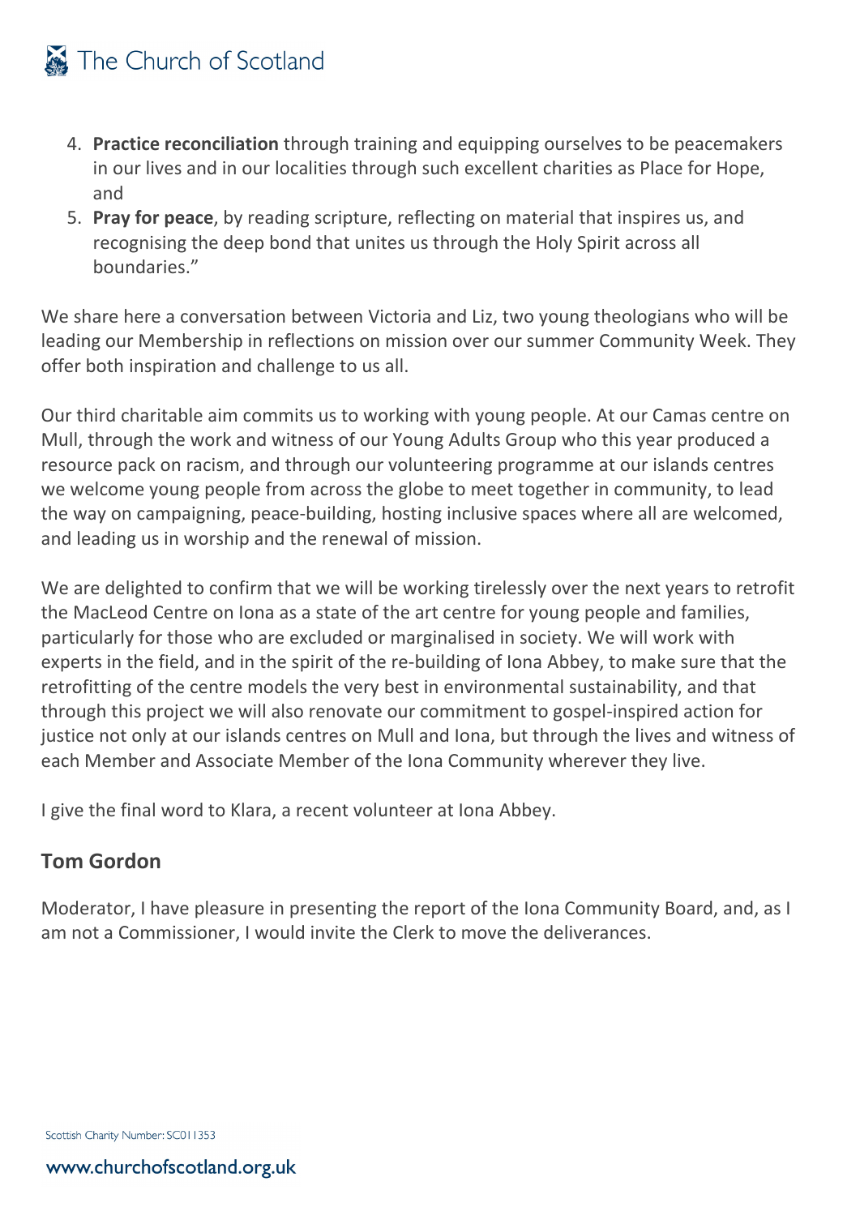4. **Practice reconciliation** through training and equipping ourselves to be peacemakers in our lives and in our localities through such excellent charities as Place for Hope, and
5. **Pray for peace**, by reading scripture, reflecting on material that inspires us, and recognising the deep bond that unites us through the Holy Spirit across all boundaries."

We share here a conversation between Victoria and Liz, two young theologians who will be leading our Membership in reflections on mission over our summer Community Week. They offer both inspiration and challenge to us all.

Our third charitable aim commits us to working with young people. At our Camas centre on Mull, through the work and witness of our Young Adults Group who this year produced a resource pack on racism, and through our volunteering programme at our islands centres we welcome young people from across the globe to meet together in community, to lead the way on campaigning, peace-building, hosting inclusive spaces where all are welcomed, and leading us in worship and the renewal of mission.

We are delighted to confirm that we will be working tirelessly over the next years to retrofit the MacLeod Centre on Iona as a state of the art centre for young people and families, particularly for those who are excluded or marginalised in society. We will work with experts in the field, and in the spirit of the re-building of Iona Abbey, to make sure that the retrofitting of the centre models the very best in environmental sustainability, and that through this project we will also renovate our commitment to gospel-inspired action for justice not only at our islands centres on Mull and Iona, but through the lives and witness of each Member and Associate Member of the Iona Community wherever they live.

I give the final word to Klara, a recent volunteer at Iona Abbey.

## Tom Gordon

Moderator, I have pleasure in presenting the report of the Iona Community Board, and, as I am not a Commissioner, I would invite the Clerk to move the deliverances.